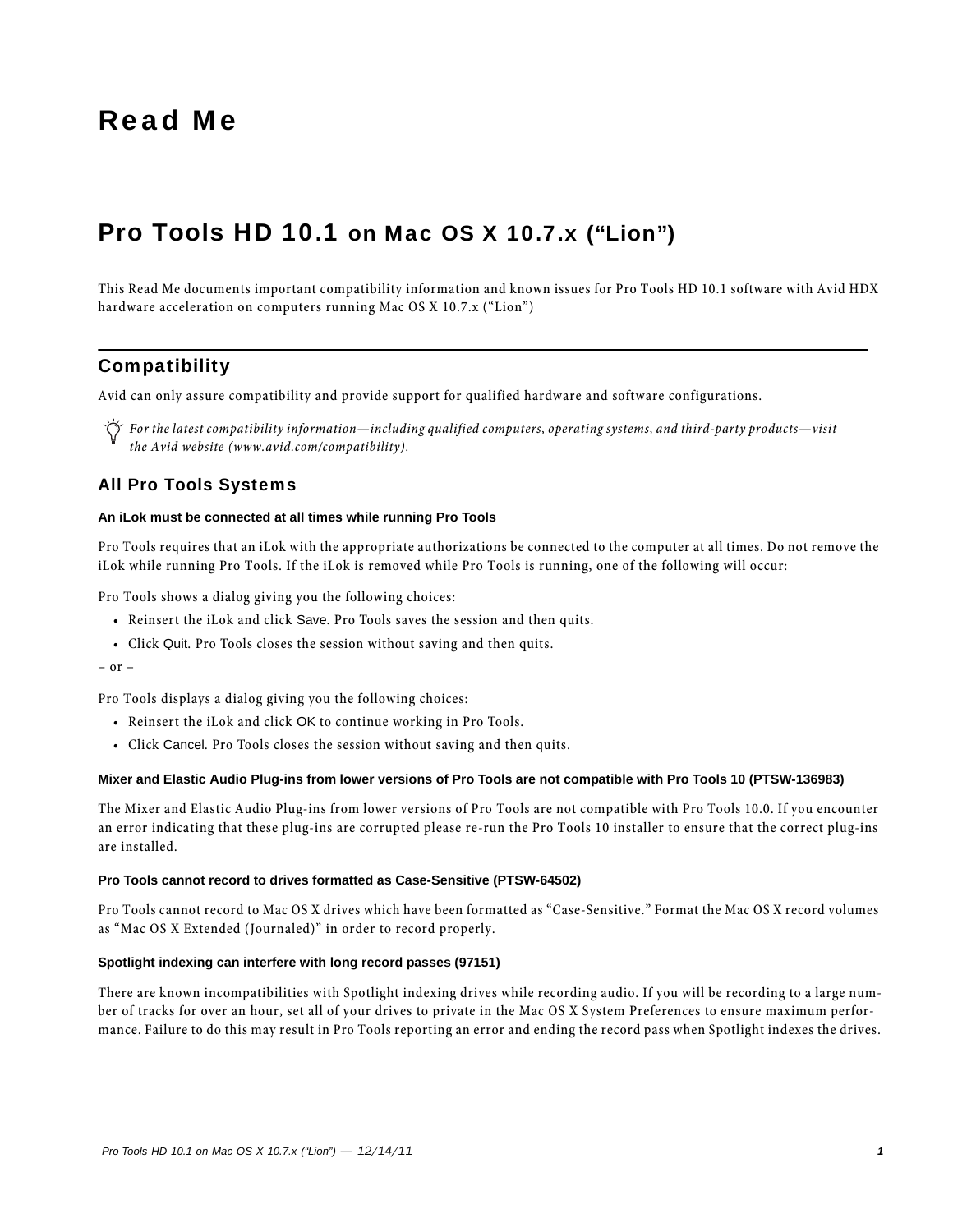# Read Me

## Pro Tools HD 10.1 on Mac OS X 10.7.x (“Lion”)

This Read Me documents important compatibility information and known issues for Pro Tools HD 10.1 software with Avid HDX hardware acceleration on computers running Mac OS X 10.7.x (“Lion”)

---

### Compatibility

Avid can only assure compatibility and provide support for qualified hardware and software configurations.

*For the latest compatibility information—including qualified computers, operating systems, and third-party products—visit the Avid website (www.avid.com/compatibility).*

#### All Pro Tools Systems

##### An iLok must be connected at all times while running Pro Tools

Pro Tools requires that an iLok with the appropriate authorizations be connected to the computer at all times. Do not remove the iLok while running Pro Tools. If the iLok is removed while Pro Tools is running, one of the following will occur:

Pro Tools shows a dialog giving you the following choices:

- Reinsert the iLok and click Save. Pro Tools saves the session and then quits.
- Click Quit. Pro Tools closes the session without saving and then quits.

– or –

Pro Tools displays a dialog giving you the following choices:

- Reinsert the iLok and click OK to continue working in Pro Tools.
- Click Cancel. Pro Tools closes the session without saving and then quits.

##### Mixer and Elastic Audio Plug-ins from lower versions of Pro Tools are not compatible with Pro Tools 10 (PTSW-136983)

The Mixer and Elastic Audio Plug-ins from lower versions of Pro Tools are not compatible with Pro Tools 10.0. If you encounter an error indicating that these plug-ins are corrupted please re-run the Pro Tools 10 installer to ensure that the correct plug-ins are installed.

##### Pro Tools cannot record to drives formatted as Case-Sensitive (PTSW-64502)

Pro Tools cannot record to Mac OS X drives which have been formatted as “Case-Sensitive.” Format the Mac OS X record volumes as “Mac OS X Extended (Journaled)” in order to record properly.

##### Spotlight indexing can interfere with long record passes (97151)

There are known incompatibilities with Spotlight indexing drives while recording audio. If you will be recording to a large number of tracks for over an hour, set all of your drives to private in the Mac OS X System Preferences to ensure maximum performance. Failure to do this may result in Pro Tools reporting an error and ending the record pass when Spotlight indexes the drives.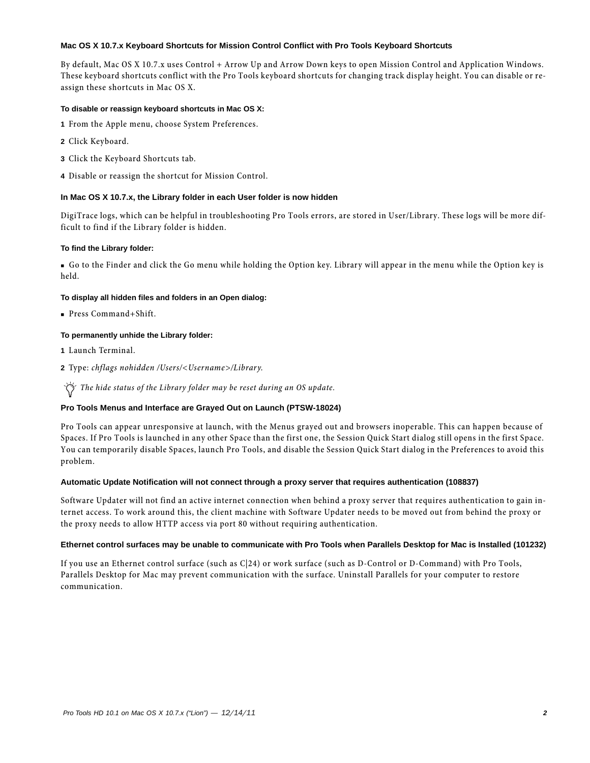### Mac OS X 10.7.x Keyboard Shortcuts for Mission Control Conflict with Pro Tools Keyboard Shortcuts

By default, Mac OS X 10.7.x uses Control + Arrow Up and Arrow Down keys to open Mission Control and Application Windows. These keyboard shortcuts conflict with the Pro Tools keyboard shortcuts for changing track display height. You can disable or reassign these shortcuts in Mac OS X.

#### To disable or reassign keyboard shortcuts in Mac OS X:

1. From the Apple menu, choose System Preferences.
2. Click Keyboard.
3. Click the Keyboard Shortcuts tab.
4. Disable or reassign the shortcut for Mission Control.

### In Mac OS X 10.7.x, the Library folder in each User folder is now hidden

DigiTrace logs, which can be helpful in troubleshooting Pro Tools errors, are stored in User/Library. These logs will be more difficult to find if the Library folder is hidden.

#### To find the Library folder:

- Go to the Finder and click the Go menu while holding the Option key. Library will appear in the menu while the Option key is held.

#### To display all hidden files and folders in an Open dialog:

- Press Command+Shift.

#### To permanently unhide the Library folder:

1. Launch Terminal.
2. Type: *chflags nohidden /Users/<Username>/Library.*

*The hide status of the Library folder may be reset during an OS update.*

### Pro Tools Menus and Interface are Grayed Out on Launch (PTSW-18024)

Pro Tools can appear unresponsive at launch, with the Menus grayed out and browsers inoperable. This can happen because of Spaces. If Pro Tools is launched in any other Space than the first one, the Session Quick Start dialog still opens in the first Space. You can temporarily disable Spaces, launch Pro Tools, and disable the Session Quick Start dialog in the Preferences to avoid this problem.

### Automatic Update Notification will not connect through a proxy server that requires authentication (108837)

Software Updater will not find an active internet connection when behind a proxy server that requires authentication to gain internet access. To work around this, the client machine with Software Updater needs to be moved out from behind the proxy or the proxy needs to allow HTTP access via port 80 without requiring authentication.

### Ethernet control surfaces may be unable to communicate with Pro Tools when Parallels Desktop for Mac is Installed (101232)

If you use an Ethernet control surface (such as C|24) or work surface (such as D-Control or D-Command) with Pro Tools, Parallels Desktop for Mac may prevent communication with the surface. Uninstall Parallels for your computer to restore communication.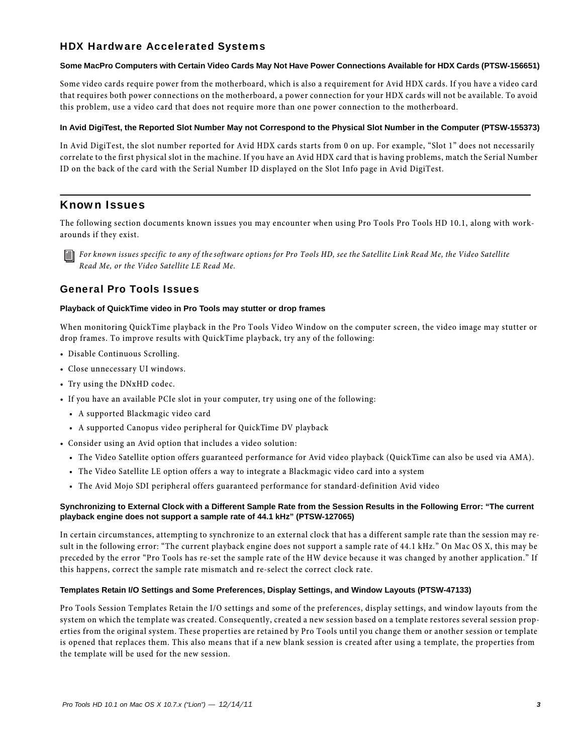### HDX Hardware Accelerated Systems

#### Some MacPro Computers with Certain Video Cards May Not Have Power Connections Available for HDX Cards (PTSW-156651)

Some video cards require power from the motherboard, which is also a requirement for Avid HDX cards. If you have a video card that requires both power connections on the motherboard, a power connection for your HDX cards will not be available. To avoid this problem, use a video card that does not require more than one power connection to the motherboard.

#### In Avid DigiTest, the Reported Slot Number May not Correspond to the Physical Slot Number in the Computer (PTSW-155373)

In Avid DigiTest, the slot number reported for Avid HDX cards starts from 0 on up. For example, "Slot 1" does not necessarily correlate to the first physical slot in the machine. If you have an Avid HDX card that is having problems, match the Serial Number ID on the back of the card with the Serial Number ID displayed on the Slot Info page in Avid DigiTest.

## Known Issues

The following section documents known issues you may encounter when using Pro Tools Pro Tools HD 10.1, along with workarounds if they exist.

*For known issues specific to any of the software options for Pro Tools HD, see the Satellite Link Read Me, the Video Satellite Read Me, or the Video Satellite LE Read Me.*

### General Pro Tools Issues

#### Playback of QuickTime video in Pro Tools may stutter or drop frames

When monitoring QuickTime playback in the Pro Tools Video Window on the computer screen, the video image may stutter or drop frames. To improve results with QuickTime playback, try any of the following:

- Disable Continuous Scrolling.
- Close unnecessary UI windows.
- Try using the DNxHD codec.
- If you have an available PCIe slot in your computer, try using one of the following:
  - A supported Blackmagic video card
  - A supported Canopus video peripheral for QuickTime DV playback
- Consider using an Avid option that includes a video solution:
  - The Video Satellite option offers guaranteed performance for Avid video playback (QuickTime can also be used via AMA).
  - The Video Satellite LE option offers a way to integrate a Blackmagic video card into a system
  - The Avid Mojo SDI peripheral offers guaranteed performance for standard-definition Avid video

#### Synchronizing to External Clock with a Different Sample Rate from the Session Results in the Following Error: "The current playback engine does not support a sample rate of 44.1 kHz" (PTSW-127065)

In certain circumstances, attempting to synchronize to an external clock that has a different sample rate than the session may result in the following error: "The current playback engine does not support a sample rate of 44.1 kHz." On Mac OS X, this may be preceded by the error "Pro Tools has re-set the sample rate of the HW device because it was changed by another application." If this happens, correct the sample rate mismatch and re-select the correct clock rate.

#### Templates Retain I/O Settings and Some Preferences, Display Settings, and Window Layouts (PTSW-47133)

Pro Tools Session Templates Retain the I/O settings and some of the preferences, display settings, and window layouts from the system on which the template was created. Consequently, created a new session based on a template restores several session properties from the original system. These properties are retained by Pro Tools until you change them or another session or template is opened that replaces them. This also means that if a new blank session is created after using a template, the properties from the template will be used for the new session.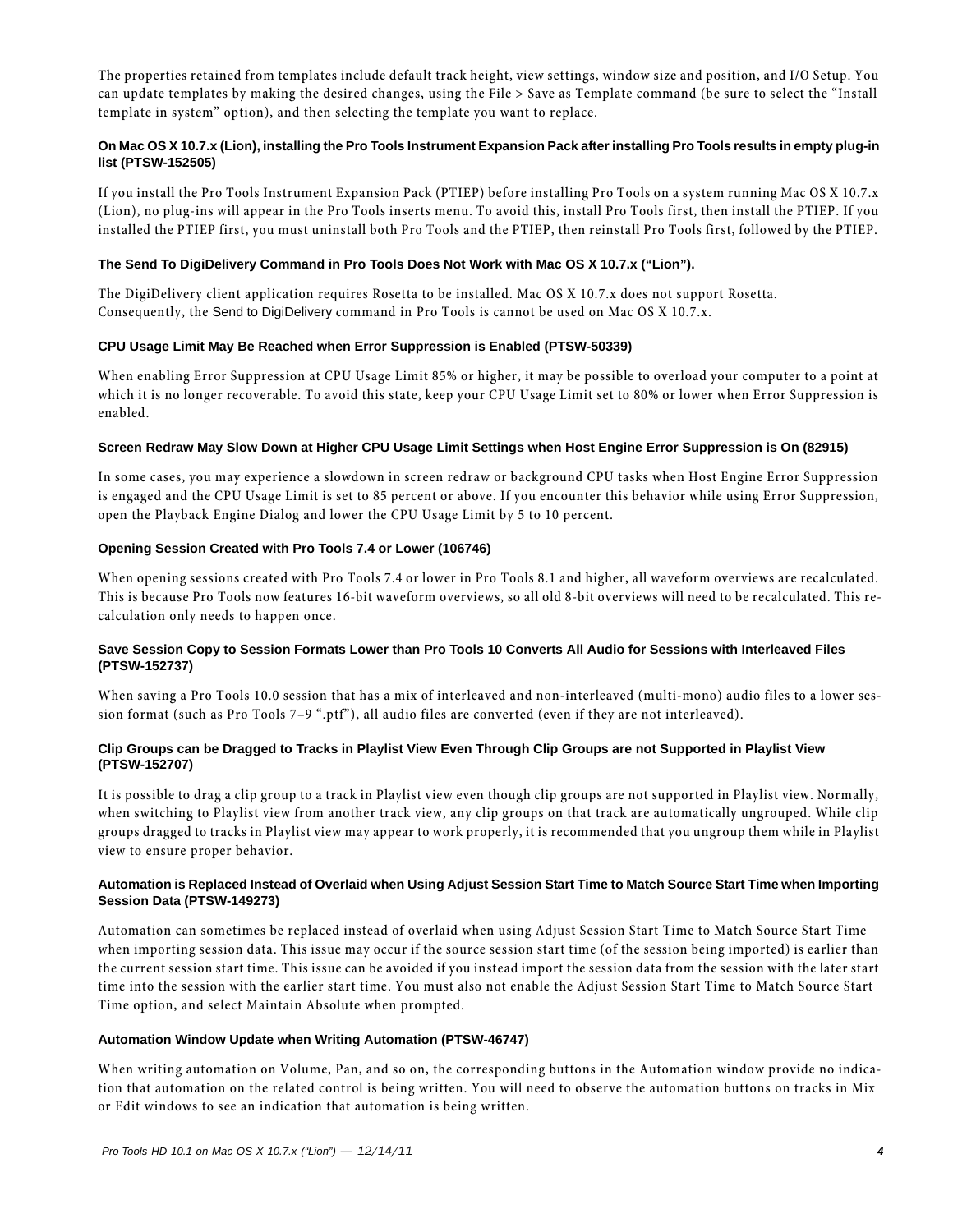The properties retained from templates include default track height, view settings, window size and position, and I/O Setup. You can update templates by making the desired changes, using the File > Save as Template command (be sure to select the "Install template in system" option), and then selecting the template you want to replace.

### On Mac OS X 10.7.x (Lion), installing the Pro Tools Instrument Expansion Pack after installing Pro Tools results in empty plug-in list (PTSW-152505)

If you install the Pro Tools Instrument Expansion Pack (PTIEP) before installing Pro Tools on a system running Mac OS X 10.7.x (Lion), no plug-ins will appear in the Pro Tools inserts menu. To avoid this, install Pro Tools first, then install the PTIEP. If you installed the PTIEP first, you must uninstall both Pro Tools and the PTIEP, then reinstall Pro Tools first, followed by the PTIEP.

### The Send To DigiDelivery Command in Pro Tools Does Not Work with Mac OS X 10.7.x ("Lion").

The DigiDelivery client application requires Rosetta to be installed. Mac OS X 10.7.x does not support Rosetta. Consequently, the Send to DigiDelivery command in Pro Tools is cannot be used on Mac OS X 10.7.x.

### CPU Usage Limit May Be Reached when Error Suppression is Enabled (PTSW-50339)

When enabling Error Suppression at CPU Usage Limit 85% or higher, it may be possible to overload your computer to a point at which it is no longer recoverable. To avoid this state, keep your CPU Usage Limit set to 80% or lower when Error Suppression is enabled.

### Screen Redraw May Slow Down at Higher CPU Usage Limit Settings when Host Engine Error Suppression is On (82915)

In some cases, you may experience a slowdown in screen redraw or background CPU tasks when Host Engine Error Suppression is engaged and the CPU Usage Limit is set to 85 percent or above. If you encounter this behavior while using Error Suppression, open the Playback Engine Dialog and lower the CPU Usage Limit by 5 to 10 percent.

### Opening Session Created with Pro Tools 7.4 or Lower (106746)

When opening sessions created with Pro Tools 7.4 or lower in Pro Tools 8.1 and higher, all waveform overviews are recalculated. This is because Pro Tools now features 16-bit waveform overviews, so all old 8-bit overviews will need to be recalculated. This re-calculation only needs to happen once.

### Save Session Copy to Session Formats Lower than Pro Tools 10 Converts All Audio for Sessions with Interleaved Files (PTSW-152737)

When saving a Pro Tools 10.0 session that has a mix of interleaved and non-interleaved (multi-mono) audio files to a lower session format (such as Pro Tools 7–9 ".ptf"), all audio files are converted (even if they are not interleaved).

### Clip Groups can be Dragged to Tracks in Playlist View Even Through Clip Groups are not Supported in Playlist View (PTSW-152707)

It is possible to drag a clip group to a track in Playlist view even though clip groups are not supported in Playlist view. Normally, when switching to Playlist view from another track view, any clip groups on that track are automatically ungrouped. While clip groups dragged to tracks in Playlist view may appear to work properly, it is recommended that you ungroup them while in Playlist view to ensure proper behavior.

### Automation is Replaced Instead of Overlaid when Using Adjust Session Start Time to Match Source Start Time when Importing Session Data (PTSW-149273)

Automation can sometimes be replaced instead of overlaid when using Adjust Session Start Time to Match Source Start Time when importing session data. This issue may occur if the source session start time (of the session being imported) is earlier than the current session start time. This issue can be avoided if you instead import the session data from the session with the later start time into the session with the earlier start time. You must also not enable the Adjust Session Start Time to Match Source Start Time option, and select Maintain Absolute when prompted.

### Automation Window Update when Writing Automation (PTSW-46747)

When writing automation on Volume, Pan, and so on, the corresponding buttons in the Automation window provide no indication that automation on the related control is being written. You will need to observe the automation buttons on tracks in Mix or Edit windows to see an indication that automation is being written.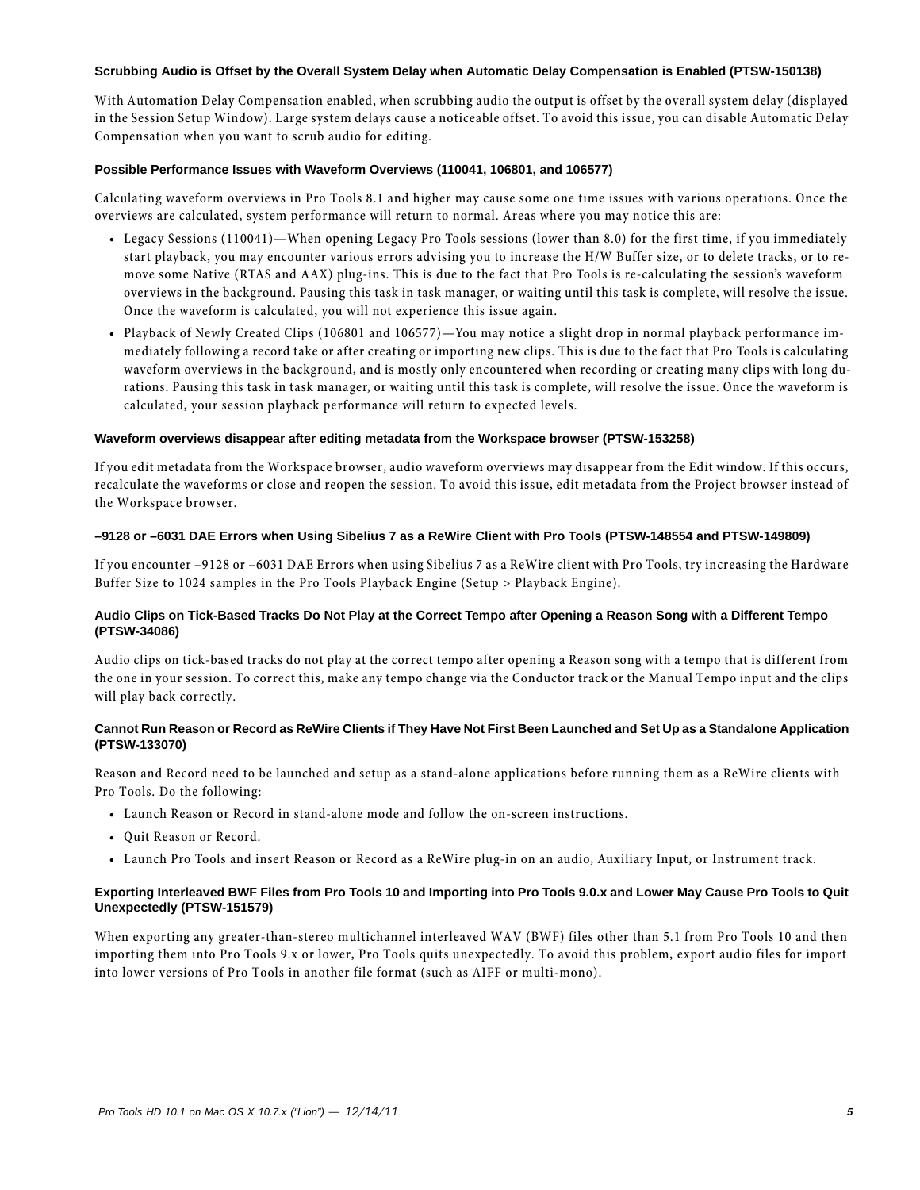### Scrubbing Audio is Offset by the Overall System Delay when Automatic Delay Compensation is Enabled (PTSW-150138)

With Automation Delay Compensation enabled, when scrubbing audio the output is offset by the overall system delay (displayed in the Session Setup Window). Large system delays cause a noticeable offset. To avoid this issue, you can disable Automatic Delay Compensation when you want to scrub audio for editing.

### Possible Performance Issues with Waveform Overviews (110041, 106801, and 106577)

Calculating waveform overviews in Pro Tools 8.1 and higher may cause some one time issues with various operations. Once the overviews are calculated, system performance will return to normal. Areas where you may notice this are:

- Legacy Sessions (110041)—When opening Legacy Pro Tools sessions (lower than 8.0) for the first time, if you immediately start playback, you may encounter various errors advising you to increase the H/W Buffer size, or to delete tracks, or to remove some Native (RTAS and AAX) plug-ins. This is due to the fact that Pro Tools is re-calculating the session's waveform overviews in the background. Pausing this task in task manager, or waiting until this task is complete, will resolve the issue. Once the waveform is calculated, you will not experience this issue again.
- Playback of Newly Created Clips (106801 and 106577)—You may notice a slight drop in normal playback performance immediately following a record take or after creating or importing new clips. This is due to the fact that Pro Tools is calculating waveform overviews in the background, and is mostly only encountered when recording or creating many clips with long durations. Pausing this task in task manager, or waiting until this task is complete, will resolve the issue. Once the waveform is calculated, your session playback performance will return to expected levels.

### Waveform overviews disappear after editing metadata from the Workspace browser (PTSW-153258)

If you edit metadata from the Workspace browser, audio waveform overviews may disappear from the Edit window. If this occurs, recalculate the waveforms or close and reopen the session. To avoid this issue, edit metadata from the Project browser instead of the Workspace browser.

### –9128 or –6031 DAE Errors when Using Sibelius 7 as a ReWire Client with Pro Tools (PTSW-148554 and PTSW-149809)

If you encounter –9128 or –6031 DAE Errors when using Sibelius 7 as a ReWire client with Pro Tools, try increasing the Hardware Buffer Size to 1024 samples in the Pro Tools Playback Engine (Setup > Playback Engine).

### Audio Clips on Tick-Based Tracks Do Not Play at the Correct Tempo after Opening a Reason Song with a Different Tempo (PTSW-34086)

Audio clips on tick-based tracks do not play at the correct tempo after opening a Reason song with a tempo that is different from the one in your session. To correct this, make any tempo change via the Conductor track or the Manual Tempo input and the clips will play back correctly.

### Cannot Run Reason or Record as ReWire Clients if They Have Not First Been Launched and Set Up as a Standalone Application (PTSW-133070)

Reason and Record need to be launched and setup as a stand-alone applications before running them as a ReWire clients with Pro Tools. Do the following:

- Launch Reason or Record in stand-alone mode and follow the on-screen instructions.
- Quit Reason or Record.
- Launch Pro Tools and insert Reason or Record as a ReWire plug-in on an audio, Auxiliary Input, or Instrument track.

### Exporting Interleaved BWF Files from Pro Tools 10 and Importing into Pro Tools 9.0.x and Lower May Cause Pro Tools to Quit Unexpectedly (PTSW-151579)

When exporting any greater-than-stereo multichannel interleaved WAV (BWF) files other than 5.1 from Pro Tools 10 and then importing them into Pro Tools 9.x or lower, Pro Tools quits unexpectedly. To avoid this problem, export audio files for import into lower versions of Pro Tools in another file format (such as AIFF or multi-mono).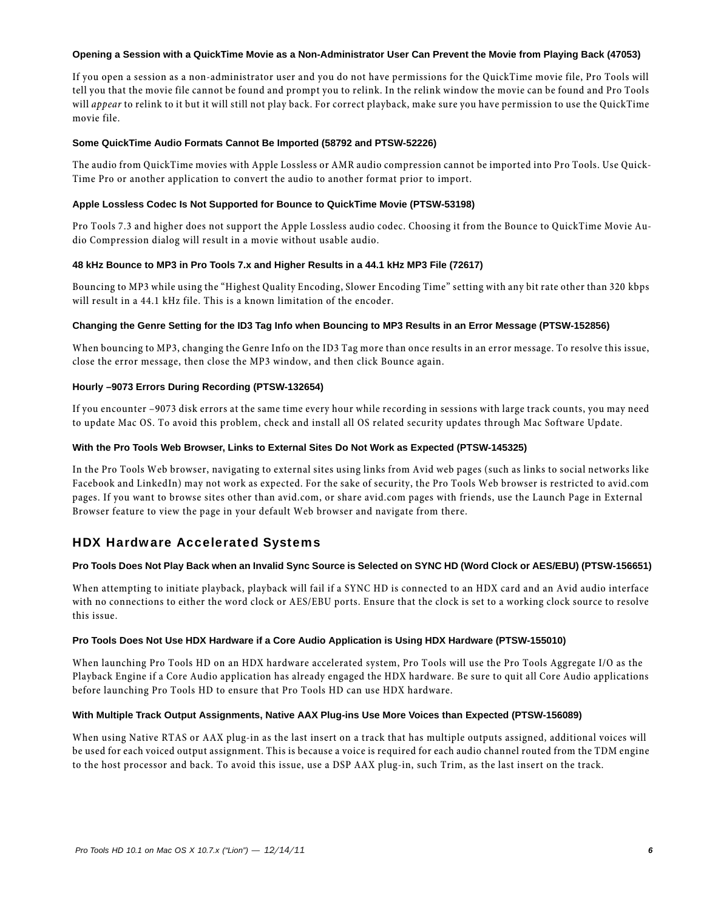#### Opening a Session with a QuickTime Movie as a Non-Administrator User Can Prevent the Movie from Playing Back (47053)

If you open a session as a non-administrator user and you do not have permissions for the QuickTime movie file, Pro Tools will tell you that the movie file cannot be found and prompt you to relink. In the relink window the movie can be found and Pro Tools will *appear* to relink to it but it will still not play back. For correct playback, make sure you have permission to use the QuickTime movie file.

#### Some QuickTime Audio Formats Cannot Be Imported (58792 and PTSW-52226)

The audio from QuickTime movies with Apple Lossless or AMR audio compression cannot be imported into Pro Tools. Use QuickTime Pro or another application to convert the audio to another format prior to import.

#### Apple Lossless Codec Is Not Supported for Bounce to QuickTime Movie (PTSW-53198)

Pro Tools 7.3 and higher does not support the Apple Lossless audio codec. Choosing it from the Bounce to QuickTime Movie Audio Compression dialog will result in a movie without usable audio.

#### 48 kHz Bounce to MP3 in Pro Tools 7.x and Higher Results in a 44.1 kHz MP3 File (72617)

Bouncing to MP3 while using the “Highest Quality Encoding, Slower Encoding Time” setting with any bit rate other than 320 kbps will result in a 44.1 kHz file. This is a known limitation of the encoder.

#### Changing the Genre Setting for the ID3 Tag Info when Bouncing to MP3 Results in an Error Message (PTSW-152856)

When bouncing to MP3, changing the Genre Info on the ID3 Tag more than once results in an error message. To resolve this issue, close the error message, then close the MP3 window, and then click Bounce again.

#### Hourly –9073 Errors During Recording (PTSW-132654)

If you encounter –9073 disk errors at the same time every hour while recording in sessions with large track counts, you may need to update Mac OS. To avoid this problem, check and install all OS related security updates through Mac Software Update.

#### With the Pro Tools Web Browser, Links to External Sites Do Not Work as Expected (PTSW-145325)

In the Pro Tools Web browser, navigating to external sites using links from Avid web pages (such as links to social networks like Facebook and LinkedIn) may not work as expected. For the sake of security, the Pro Tools Web browser is restricted to avid.com pages. If you want to browse sites other than avid.com, or share avid.com pages with friends, use the Launch Page in External Browser feature to view the page in your default Web browser and navigate from there.

### HDX Hardware Accelerated Systems

#### Pro Tools Does Not Play Back when an Invalid Sync Source is Selected on SYNC HD (Word Clock or AES/EBU) (PTSW-156651)

When attempting to initiate playback, playback will fail if a SYNC HD is connected to an HDX card and an Avid audio interface with no connections to either the word clock or AES/EBU ports. Ensure that the clock is set to a working clock source to resolve this issue.

#### Pro Tools Does Not Use HDX Hardware if a Core Audio Application is Using HDX Hardware (PTSW-155010)

When launching Pro Tools HD on an HDX hardware accelerated system, Pro Tools will use the Pro Tools Aggregate I/O as the Playback Engine if a Core Audio application has already engaged the HDX hardware. Be sure to quit all Core Audio applications before launching Pro Tools HD to ensure that Pro Tools HD can use HDX hardware.

#### With Multiple Track Output Assignments, Native AAX Plug-ins Use More Voices than Expected (PTSW-156089)

When using Native RTAS or AAX plug-in as the last insert on a track that has multiple outputs assigned, additional voices will be used for each voiced output assignment. This is because a voice is required for each audio channel routed from the TDM engine to the host processor and back. To avoid this issue, use a DSP AAX plug-in, such Trim, as the last insert on the track.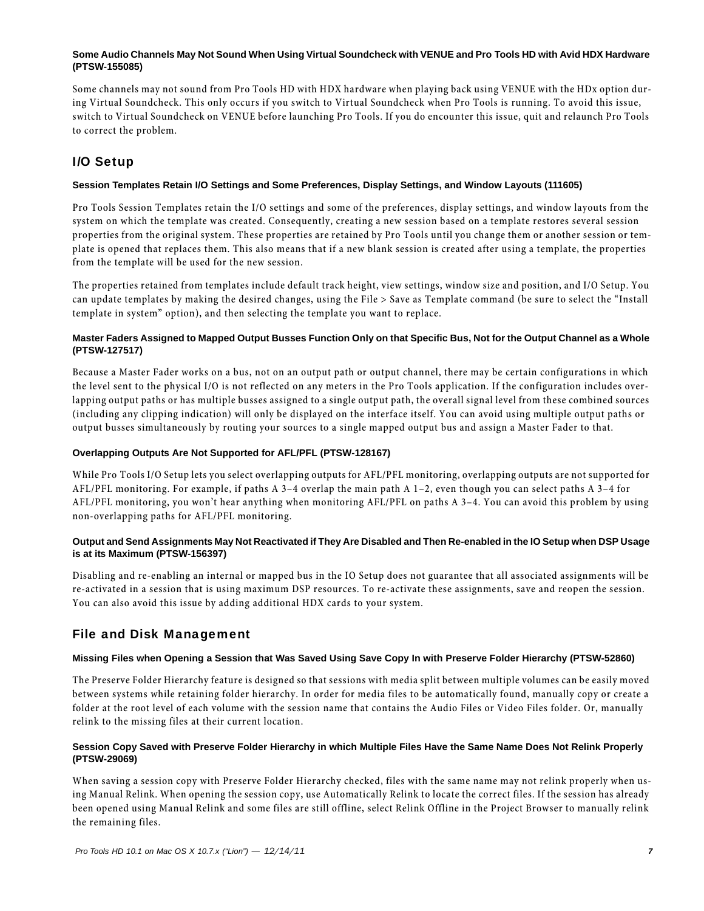### Some Audio Channels May Not Sound When Using Virtual Soundcheck with VENUE and Pro Tools HD with Avid HDX Hardware (PTSW-155085)

Some channels may not sound from Pro Tools HD with HDX hardware when playing back using VENUE with the HDx option during Virtual Soundcheck. This only occurs if you switch to Virtual Soundcheck when Pro Tools is running. To avoid this issue, switch to Virtual Soundcheck on VENUE before launching Pro Tools. If you do encounter this issue, quit and relaunch Pro Tools to correct the problem.

## I/O Setup

### Session Templates Retain I/O Settings and Some Preferences, Display Settings, and Window Layouts (111605)

Pro Tools Session Templates retain the I/O settings and some of the preferences, display settings, and window layouts from the system on which the template was created. Consequently, creating a new session based on a template restores several session properties from the original system. These properties are retained by Pro Tools until you change them or another session or template is opened that replaces them. This also means that if a new blank session is created after using a template, the properties from the template will be used for the new session.

The properties retained from templates include default track height, view settings, window size and position, and I/O Setup. You can update templates by making the desired changes, using the File > Save as Template command (be sure to select the "Install template in system" option), and then selecting the template you want to replace.

### Master Faders Assigned to Mapped Output Busses Function Only on that Specific Bus, Not for the Output Channel as a Whole (PTSW-127517)

Because a Master Fader works on a bus, not on an output path or output channel, there may be certain configurations in which the level sent to the physical I/O is not reflected on any meters in the Pro Tools application. If the configuration includes overlapping output paths or has multiple busses assigned to a single output path, the overall signal level from these combined sources (including any clipping indication) will only be displayed on the interface itself. You can avoid using multiple output paths or output busses simultaneously by routing your sources to a single mapped output bus and assign a Master Fader to that.

### Overlapping Outputs Are Not Supported for AFL/PFL (PTSW-128167)

While Pro Tools I/O Setup lets you select overlapping outputs for AFL/PFL monitoring, overlapping outputs are not supported for AFL/PFL monitoring. For example, if paths A 3–4 overlap the main path A 1–2, even though you can select paths A 3–4 for AFL/PFL monitoring, you won't hear anything when monitoring AFL/PFL on paths A 3–4. You can avoid this problem by using non-overlapping paths for AFL/PFL monitoring.

### Output and Send Assignments May Not Reactivated if They Are Disabled and Then Re-enabled in the IO Setup when DSP Usage is at its Maximum (PTSW-156397)

Disabling and re-enabling an internal or mapped bus in the IO Setup does not guarantee that all associated assignments will be re-activated in a session that is using maximum DSP resources. To re-activate these assignments, save and reopen the session. You can also avoid this issue by adding additional HDX cards to your system.

## File and Disk Management

### Missing Files when Opening a Session that Was Saved Using Save Copy In with Preserve Folder Hierarchy (PTSW-52860)

The Preserve Folder Hierarchy feature is designed so that sessions with media split between multiple volumes can be easily moved between systems while retaining folder hierarchy. In order for media files to be automatically found, manually copy or create a folder at the root level of each volume with the session name that contains the Audio Files or Video Files folder. Or, manually relink to the missing files at their current location.

### Session Copy Saved with Preserve Folder Hierarchy in which Multiple Files Have the Same Name Does Not Relink Properly (PTSW-29069)

When saving a session copy with Preserve Folder Hierarchy checked, files with the same name may not relink properly when using Manual Relink. When opening the session copy, use Automatically Relink to locate the correct files. If the session has already been opened using Manual Relink and some files are still offline, select Relink Offline in the Project Browser to manually relink the remaining files.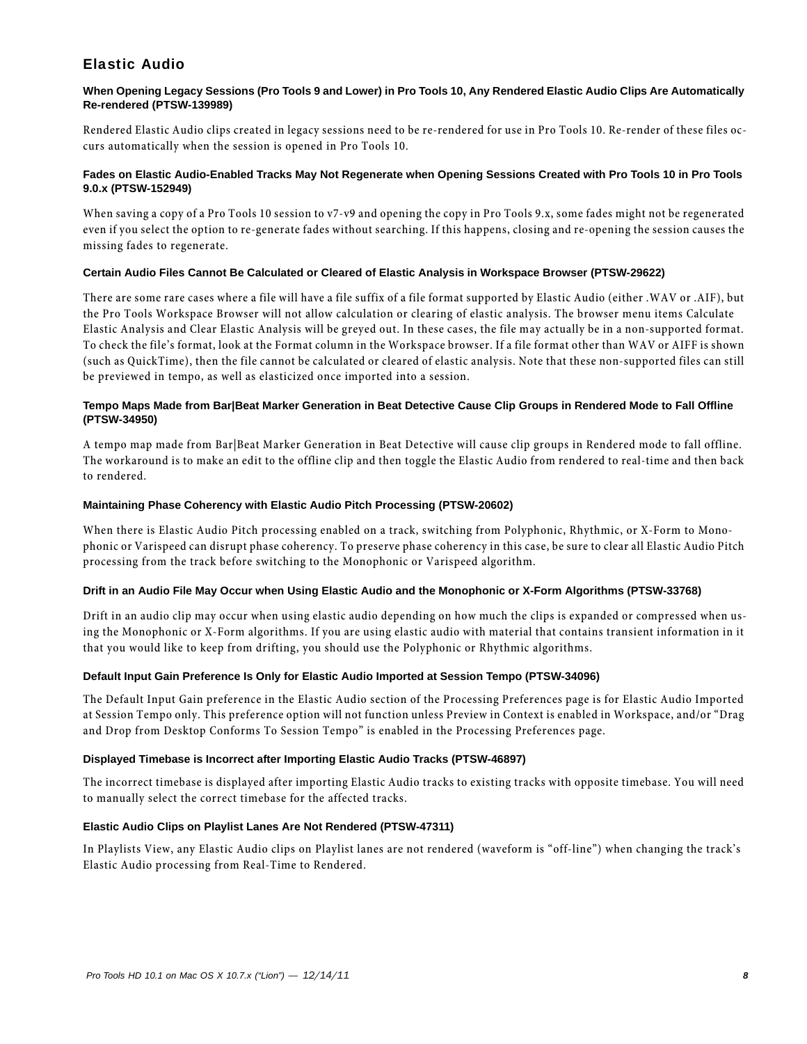## Elastic Audio

#### When Opening Legacy Sessions (Pro Tools 9 and Lower) in Pro Tools 10, Any Rendered Elastic Audio Clips Are Automatically Re-rendered (PTSW-139989)

Rendered Elastic Audio clips created in legacy sessions need to be re-rendered for use in Pro Tools 10. Re-render of these files occurs automatically when the session is opened in Pro Tools 10.

#### Fades on Elastic Audio-Enabled Tracks May Not Regenerate when Opening Sessions Created with Pro Tools 10 in Pro Tools 9.0.x (PTSW-152949)

When saving a copy of a Pro Tools 10 session to v7-v9 and opening the copy in Pro Tools 9.x, some fades might not be regenerated even if you select the option to re-generate fades without searching. If this happens, closing and re-opening the session causes the missing fades to regenerate.

#### Certain Audio Files Cannot Be Calculated or Cleared of Elastic Analysis in Workspace Browser (PTSW-29622)

There are some rare cases where a file will have a file suffix of a file format supported by Elastic Audio (either .WAV or .AIF), but the Pro Tools Workspace Browser will not allow calculation or clearing of elastic analysis. The browser menu items Calculate Elastic Analysis and Clear Elastic Analysis will be greyed out. In these cases, the file may actually be in a non-supported format. To check the file's format, look at the Format column in the Workspace browser. If a file format other than WAV or AIFF is shown (such as QuickTime), then the file cannot be calculated or cleared of elastic analysis. Note that these non-supported files can still be previewed in tempo, as well as elasticized once imported into a session.

#### Tempo Maps Made from Bar|Beat Marker Generation in Beat Detective Cause Clip Groups in Rendered Mode to Fall Offline (PTSW-34950)

A tempo map made from Bar|Beat Marker Generation in Beat Detective will cause clip groups in Rendered mode to fall offline. The workaround is to make an edit to the offline clip and then toggle the Elastic Audio from rendered to real-time and then back to rendered.

#### Maintaining Phase Coherency with Elastic Audio Pitch Processing (PTSW-20602)

When there is Elastic Audio Pitch processing enabled on a track, switching from Polyphonic, Rhythmic, or X-Form to Monophonic or Varispeed can disrupt phase coherency. To preserve phase coherency in this case, be sure to clear all Elastic Audio Pitch processing from the track before switching to the Monophonic or Varispeed algorithm.

#### Drift in an Audio File May Occur when Using Elastic Audio and the Monophonic or X-Form Algorithms (PTSW-33768)

Drift in an audio clip may occur when using elastic audio depending on how much the clips is expanded or compressed when using the Monophonic or X-Form algorithms. If you are using elastic audio with material that contains transient information in it that you would like to keep from drifting, you should use the Polyphonic or Rhythmic algorithms.

#### Default Input Gain Preference Is Only for Elastic Audio Imported at Session Tempo (PTSW-34096)

The Default Input Gain preference in the Elastic Audio section of the Processing Preferences page is for Elastic Audio Imported at Session Tempo only. This preference option will not function unless Preview in Context is enabled in Workspace, and/or "Drag and Drop from Desktop Conforms To Session Tempo" is enabled in the Processing Preferences page.

#### Displayed Timebase is Incorrect after Importing Elastic Audio Tracks (PTSW-46897)

The incorrect timebase is displayed after importing Elastic Audio tracks to existing tracks with opposite timebase. You will need to manually select the correct timebase for the affected tracks.

#### Elastic Audio Clips on Playlist Lanes Are Not Rendered (PTSW-47311)

In Playlists View, any Elastic Audio clips on Playlist lanes are not rendered (waveform is "off-line") when changing the track's Elastic Audio processing from Real-Time to Rendered.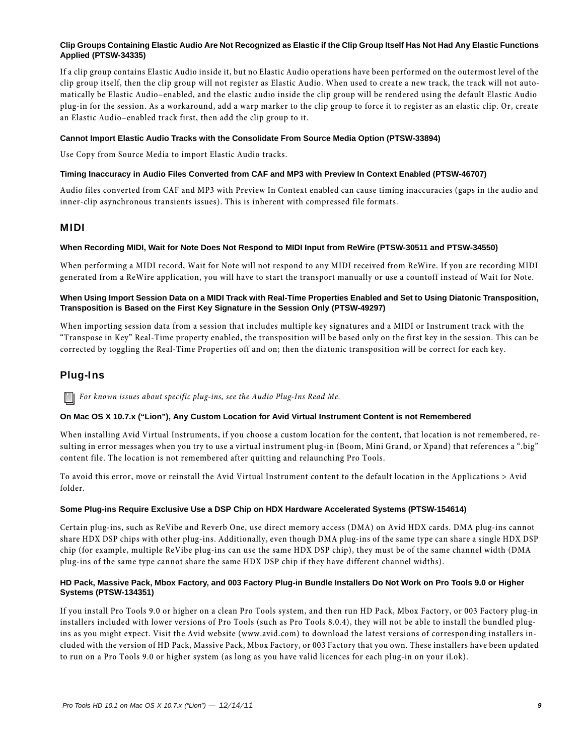#### Clip Groups Containing Elastic Audio Are Not Recognized as Elastic if the Clip Group Itself Has Not Had Any Elastic Functions Applied (PTSW-34335)

If a clip group contains Elastic Audio inside it, but no Elastic Audio operations have been performed on the outermost level of the clip group itself, then the clip group will not register as Elastic Audio. When used to create a new track, the track will not automatically be Elastic Audio–enabled, and the elastic audio inside the clip group will be rendered using the default Elastic Audio plug-in for the session. As a workaround, add a warp marker to the clip group to force it to register as an elastic clip. Or, create an Elastic Audio–enabled track first, then add the clip group to it.

#### Cannot Import Elastic Audio Tracks with the Consolidate From Source Media Option (PTSW-33894)

Use Copy from Source Media to import Elastic Audio tracks.

#### Timing Inaccuracy in Audio Files Converted from CAF and MP3 with Preview In Context Enabled (PTSW-46707)

Audio files converted from CAF and MP3 with Preview In Context enabled can cause timing inaccuracies (gaps in the audio and inner-clip asynchronous transients issues). This is inherent with compressed file formats.

### MIDI

#### When Recording MIDI, Wait for Note Does Not Respond to MIDI Input from ReWire (PTSW-30511 and PTSW-34550)

When performing a MIDI record, Wait for Note will not respond to any MIDI received from ReWire. If you are recording MIDI generated from a ReWire application, you will have to start the transport manually or use a countoff instead of Wait for Note.

#### When Using Import Session Data on a MIDI Track with Real-Time Properties Enabled and Set to Using Diatonic Transposition, Transposition is Based on the First Key Signature in the Session Only (PTSW-49297)

When importing session data from a session that includes multiple key signatures and a MIDI or Instrument track with the "Transpose in Key" Real-Time property enabled, the transposition will be based only on the first key in the session. This can be corrected by toggling the Real-Time Properties off and on; then the diatonic transposition will be correct for each key.

### Plug-Ins

*For known issues about specific plug-ins, see the Audio Plug-Ins Read Me.*

#### On Mac OS X 10.7.x ("Lion"), Any Custom Location for Avid Virtual Instrument Content is not Remembered

When installing Avid Virtual Instruments, if you choose a custom location for the content, that location is not remembered, resulting in error messages when you try to use a virtual instrument plug-in (Boom, Mini Grand, or Xpand) that references a ".big" content file. The location is not remembered after quitting and relaunching Pro Tools.

To avoid this error, move or reinstall the Avid Virtual Instrument content to the default location in the Applications > Avid folder.

#### Some Plug-ins Require Exclusive Use a DSP Chip on HDX Hardware Accelerated Systems (PTSW-154614)

Certain plug-ins, such as ReVibe and Reverb One, use direct memory access (DMA) on Avid HDX cards. DMA plug-ins cannot share HDX DSP chips with other plug-ins. Additionally, even though DMA plug-ins of the same type can share a single HDX DSP chip (for example, multiple ReVibe plug-ins can use the same HDX DSP chip), they must be of the same channel width (DMA plug-ins of the same type cannot share the same HDX DSP chip if they have different channel widths).

#### HD Pack, Massive Pack, Mbox Factory, and 003 Factory Plug-in Bundle Installers Do Not Work on Pro Tools 9.0 or Higher Systems (PTSW-134351)

If you install Pro Tools 9.0 or higher on a clean Pro Tools system, and then run HD Pack, Mbox Factory, or 003 Factory plug-in installers included with lower versions of Pro Tools (such as Pro Tools 8.0.4), they will not be able to install the bundled plug-ins as you might expect. Visit the Avid website (www.avid.com) to download the latest versions of corresponding installers included with the version of HD Pack, Massive Pack, Mbox Factory, or 003 Factory that you own. These installers have been updated to run on a Pro Tools 9.0 or higher system (as long as you have valid licences for each plug-in on your iLok).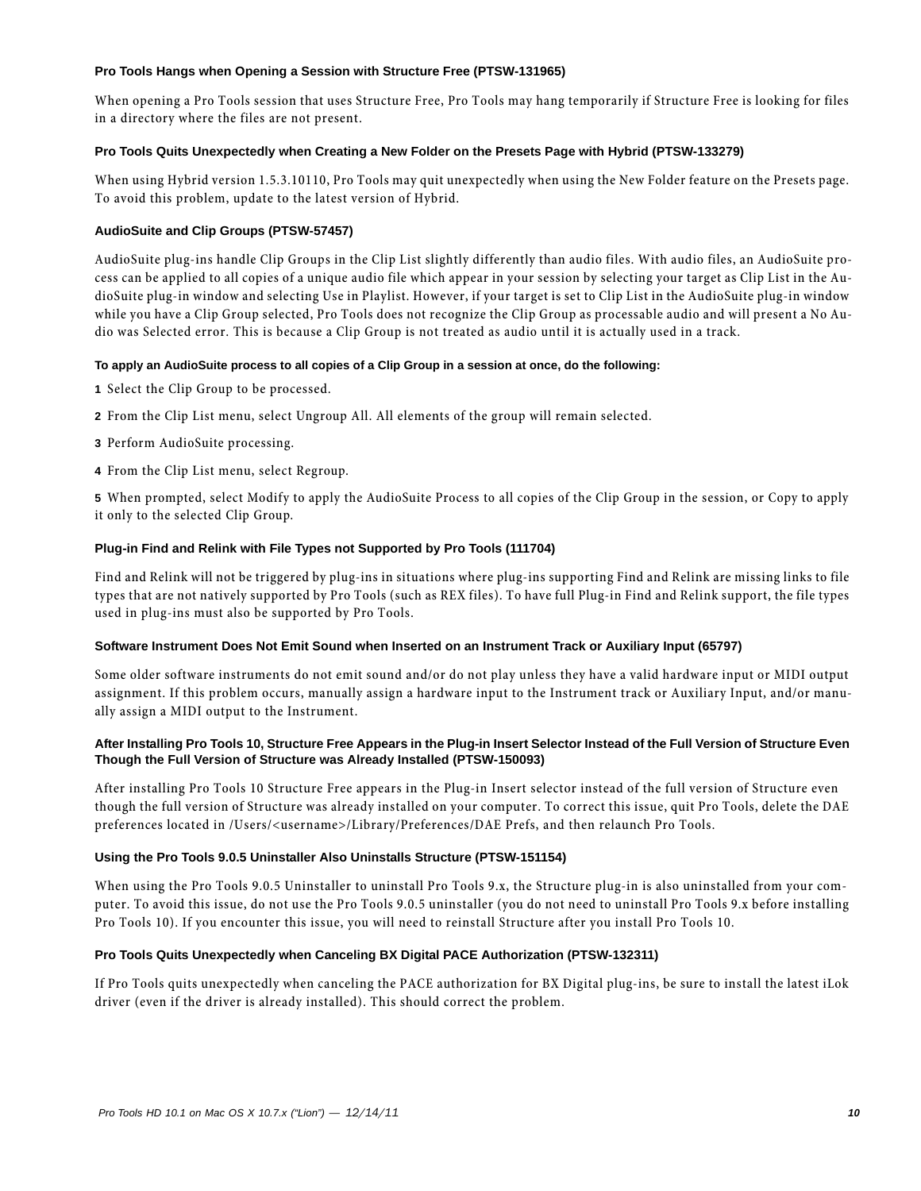### Pro Tools Hangs when Opening a Session with Structure Free (PTSW-131965)

When opening a Pro Tools session that uses Structure Free, Pro Tools may hang temporarily if Structure Free is looking for files in a directory where the files are not present.

### Pro Tools Quits Unexpectedly when Creating a New Folder on the Presets Page with Hybrid (PTSW-133279)

When using Hybrid version 1.5.3.10110, Pro Tools may quit unexpectedly when using the New Folder feature on the Presets page. To avoid this problem, update to the latest version of Hybrid.

### AudioSuite and Clip Groups (PTSW-57457)

AudioSuite plug-ins handle Clip Groups in the Clip List slightly differently than audio files. With audio files, an AudioSuite process can be applied to all copies of a unique audio file which appear in your session by selecting your target as Clip List in the AudioSuite plug-in window and selecting Use in Playlist. However, if your target is set to Clip List in the AudioSuite plug-in window while you have a Clip Group selected, Pro Tools does not recognize the Clip Group as processable audio and will present a No Audio was Selected error. This is because a Clip Group is not treated as audio until it is actually used in a track.

**To apply an AudioSuite process to all copies of a Clip Group in a session at once, do the following:**

1 Select the Clip Group to be processed.

2 From the Clip List menu, select Ungroup All. All elements of the group will remain selected.

3 Perform AudioSuite processing.

4 From the Clip List menu, select Regroup.

5 When prompted, select Modify to apply the AudioSuite Process to all copies of the Clip Group in the session, or Copy to apply it only to the selected Clip Group.

### Plug-in Find and Relink with File Types not Supported by Pro Tools (111704)

Find and Relink will not be triggered by plug-ins in situations where plug-ins supporting Find and Relink are missing links to file types that are not natively supported by Pro Tools (such as REX files). To have full Plug-in Find and Relink support, the file types used in plug-ins must also be supported by Pro Tools.

### Software Instrument Does Not Emit Sound when Inserted on an Instrument Track or Auxiliary Input (65797)

Some older software instruments do not emit sound and/or do not play unless they have a valid hardware input or MIDI output assignment. If this problem occurs, manually assign a hardware input to the Instrument track or Auxiliary Input, and/or manually assign a MIDI output to the Instrument.

### After Installing Pro Tools 10, Structure Free Appears in the Plug-in Insert Selector Instead of the Full Version of Structure Even Though the Full Version of Structure was Already Installed (PTSW-150093)

After installing Pro Tools 10 Structure Free appears in the Plug-in Insert selector instead of the full version of Structure even though the full version of Structure was already installed on your computer. To correct this issue, quit Pro Tools, delete the DAE preferences located in /Users/<username>/Library/Preferences/DAE Prefs, and then relaunch Pro Tools.

### Using the Pro Tools 9.0.5 Uninstaller Also Uninstalls Structure (PTSW-151154)

When using the Pro Tools 9.0.5 Uninstaller to uninstall Pro Tools 9.x, the Structure plug-in is also uninstalled from your computer. To avoid this issue, do not use the Pro Tools 9.0.5 uninstaller (you do not need to uninstall Pro Tools 9.x before installing Pro Tools 10). If you encounter this issue, you will need to reinstall Structure after you install Pro Tools 10.

### Pro Tools Quits Unexpectedly when Canceling BX Digital PACE Authorization (PTSW-132311)

If Pro Tools quits unexpectedly when canceling the PACE authorization for BX Digital plug-ins, be sure to install the latest iLok driver (even if the driver is already installed). This should correct the problem.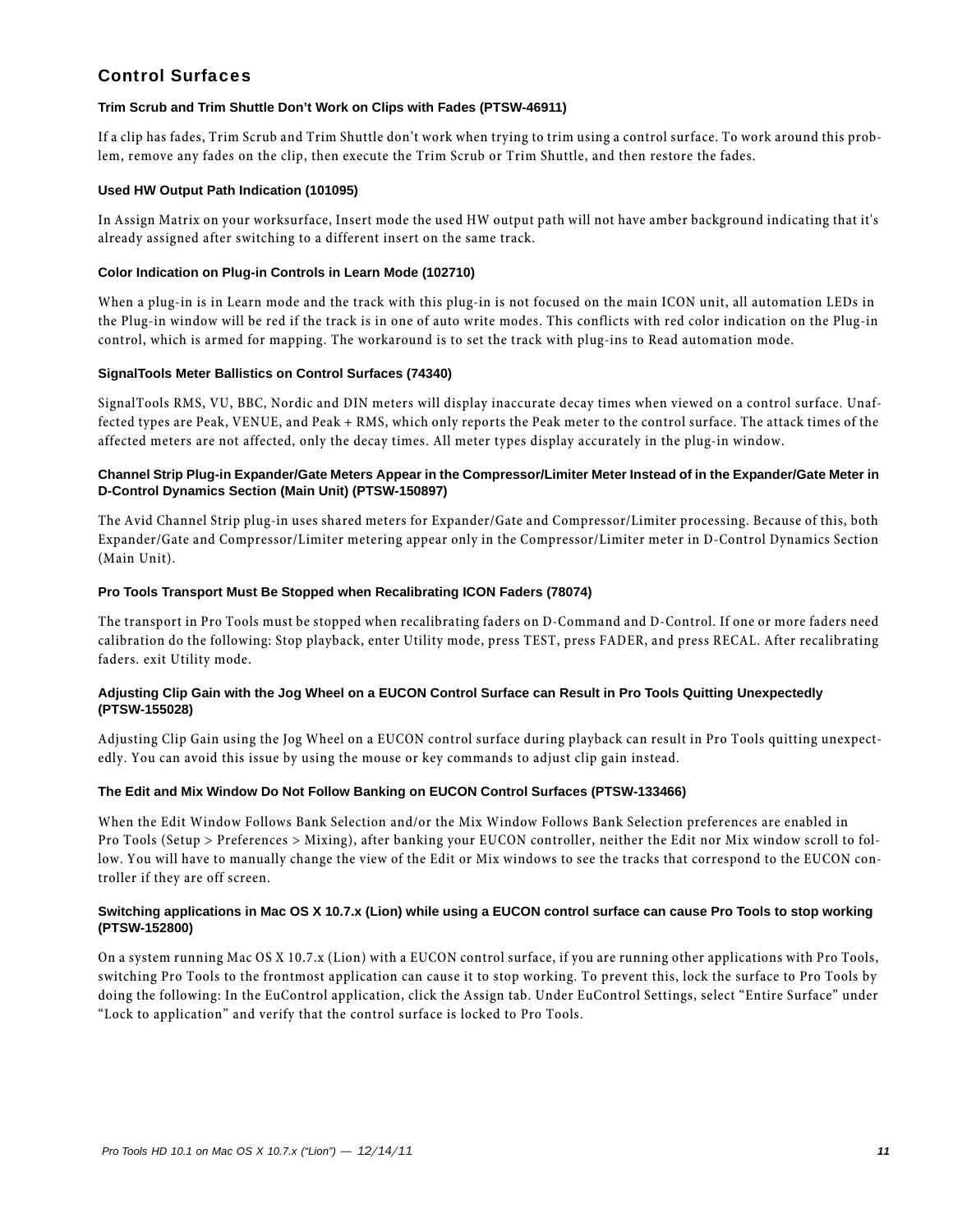## Control Surfaces

### Trim Scrub and Trim Shuttle Don't Work on Clips with Fades (PTSW-46911)

If a clip has fades, Trim Scrub and Trim Shuttle don't work when trying to trim using a control surface. To work around this problem, remove any fades on the clip, then execute the Trim Scrub or Trim Shuttle, and then restore the fades.

### Used HW Output Path Indication (101095)

In Assign Matrix on your worksurface, Insert mode the used HW output path will not have amber background indicating that it's already assigned after switching to a different insert on the same track.

### Color Indication on Plug-in Controls in Learn Mode (102710)

When a plug-in is in Learn mode and the track with this plug-in is not focused on the main ICON unit, all automation LEDs in the Plug-in window will be red if the track is in one of auto write modes. This conflicts with red color indication on the Plug-in control, which is armed for mapping. The workaround is to set the track with plug-ins to Read automation mode.

### SignalTools Meter Ballistics on Control Surfaces (74340)

SignalTools RMS, VU, BBC, Nordic and DIN meters will display inaccurate decay times when viewed on a control surface. Unaffected types are Peak, VENUE, and Peak + RMS, which only reports the Peak meter to the control surface. The attack times of the affected meters are not affected, only the decay times. All meter types display accurately in the plug-in window.

### Channel Strip Plug-in Expander/Gate Meters Appear in the Compressor/Limiter Meter Instead of in the Expander/Gate Meter in D-Control Dynamics Section (Main Unit) (PTSW-150897)

The Avid Channel Strip plug-in uses shared meters for Expander/Gate and Compressor/Limiter processing. Because of this, both Expander/Gate and Compressor/Limiter metering appear only in the Compressor/Limiter meter in D-Control Dynamics Section (Main Unit).

### Pro Tools Transport Must Be Stopped when Recalibrating ICON Faders (78074)

The transport in Pro Tools must be stopped when recalibrating faders on D-Command and D-Control. If one or more faders need calibration do the following: Stop playback, enter Utility mode, press TEST, press FADER, and press RECAL. After recalibrating faders. exit Utility mode.

### Adjusting Clip Gain with the Jog Wheel on a EUCON Control Surface can Result in Pro Tools Quitting Unexpectedly (PTSW-155028)

Adjusting Clip Gain using the Jog Wheel on a EUCON control surface during playback can result in Pro Tools quitting unexpectedly. You can avoid this issue by using the mouse or key commands to adjust clip gain instead.

### The Edit and Mix Window Do Not Follow Banking on EUCON Control Surfaces (PTSW-133466)

When the Edit Window Follows Bank Selection and/or the Mix Window Follows Bank Selection preferences are enabled in Pro Tools (Setup > Preferences > Mixing), after banking your EUCON controller, neither the Edit nor Mix window scroll to follow. You will have to manually change the view of the Edit or Mix windows to see the tracks that correspond to the EUCON controller if they are off screen.

### Switching applications in Mac OS X 10.7.x (Lion) while using a EUCON control surface can cause Pro Tools to stop working (PTSW-152800)

On a system running Mac OS X 10.7.x (Lion) with a EUCON control surface, if you are running other applications with Pro Tools, switching Pro Tools to the frontmost application can cause it to stop working. To prevent this, lock the surface to Pro Tools by doing the following: In the EuControl application, click the Assign tab. Under EuControl Settings, select "Entire Surface" under "Lock to application" and verify that the control surface is locked to Pro Tools.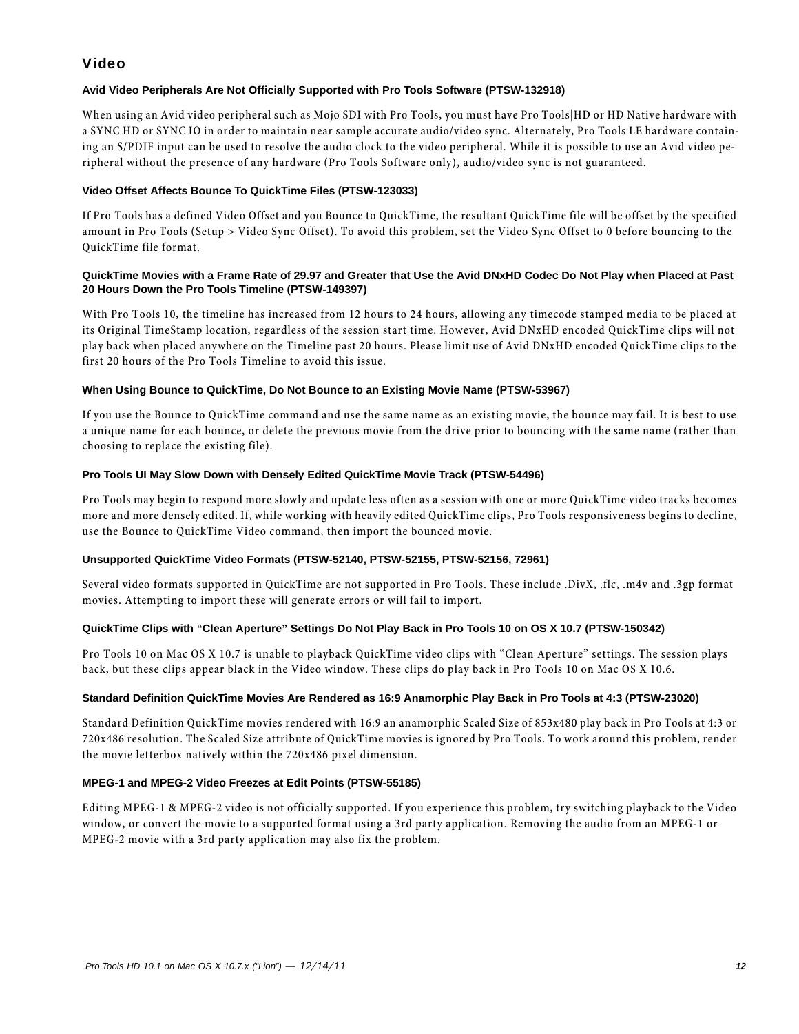## Video

### Avid Video Peripherals Are Not Officially Supported with Pro Tools Software (PTSW-132918)

When using an Avid video peripheral such as Mojo SDI with Pro Tools, you must have Pro Tools|HD or HD Native hardware with a SYNC HD or SYNC IO in order to maintain near sample accurate audio/video sync. Alternately, Pro Tools LE hardware containing an S/PDIF input can be used to resolve the audio clock to the video peripheral. While it is possible to use an Avid video peripheral without the presence of any hardware (Pro Tools Software only), audio/video sync is not guaranteed.

### Video Offset Affects Bounce To QuickTime Files (PTSW-123033)

If Pro Tools has a defined Video Offset and you Bounce to QuickTime, the resultant QuickTime file will be offset by the specified amount in Pro Tools (Setup > Video Sync Offset). To avoid this problem, set the Video Sync Offset to 0 before bouncing to the QuickTime file format.

### QuickTime Movies with a Frame Rate of 29.97 and Greater that Use the Avid DNxHD Codec Do Not Play when Placed at Past 20 Hours Down the Pro Tools Timeline (PTSW-149397)

With Pro Tools 10, the timeline has increased from 12 hours to 24 hours, allowing any timecode stamped media to be placed at its Original TimeStamp location, regardless of the session start time. However, Avid DNxHD encoded QuickTime clips will not play back when placed anywhere on the Timeline past 20 hours. Please limit use of Avid DNxHD encoded QuickTime clips to the first 20 hours of the Pro Tools Timeline to avoid this issue.

### When Using Bounce to QuickTime, Do Not Bounce to an Existing Movie Name (PTSW-53967)

If you use the Bounce to QuickTime command and use the same name as an existing movie, the bounce may fail. It is best to use a unique name for each bounce, or delete the previous movie from the drive prior to bouncing with the same name (rather than choosing to replace the existing file).

### Pro Tools UI May Slow Down with Densely Edited QuickTime Movie Track (PTSW-54496)

Pro Tools may begin to respond more slowly and update less often as a session with one or more QuickTime video tracks becomes more and more densely edited. If, while working with heavily edited QuickTime clips, Pro Tools responsiveness begins to decline, use the Bounce to QuickTime Video command, then import the bounced movie.

### Unsupported QuickTime Video Formats (PTSW-52140, PTSW-52155, PTSW-52156, 72961)

Several video formats supported in QuickTime are not supported in Pro Tools. These include .DivX, .flc, .m4v and .3gp format movies. Attempting to import these will generate errors or will fail to import.

### QuickTime Clips with "Clean Aperture" Settings Do Not Play Back in Pro Tools 10 on OS X 10.7 (PTSW-150342)

Pro Tools 10 on Mac OS X 10.7 is unable to playback QuickTime video clips with "Clean Aperture" settings. The session plays back, but these clips appear black in the Video window. These clips do play back in Pro Tools 10 on Mac OS X 10.6.

### Standard Definition QuickTime Movies Are Rendered as 16:9 Anamorphic Play Back in Pro Tools at 4:3 (PTSW-23020)

Standard Definition QuickTime movies rendered with 16:9 an anamorphic Scaled Size of 853x480 play back in Pro Tools at 4:3 or 720x486 resolution. The Scaled Size attribute of QuickTime movies is ignored by Pro Tools. To work around this problem, render the movie letterbox natively within the 720x486 pixel dimension.

### MPEG-1 and MPEG-2 Video Freezes at Edit Points (PTSW-55185)

Editing MPEG-1 & MPEG-2 video is not officially supported. If you experience this problem, try switching playback to the Video window, or convert the movie to a supported format using a 3rd party application. Removing the audio from an MPEG-1 or MPEG-2 movie with a 3rd party application may also fix the problem.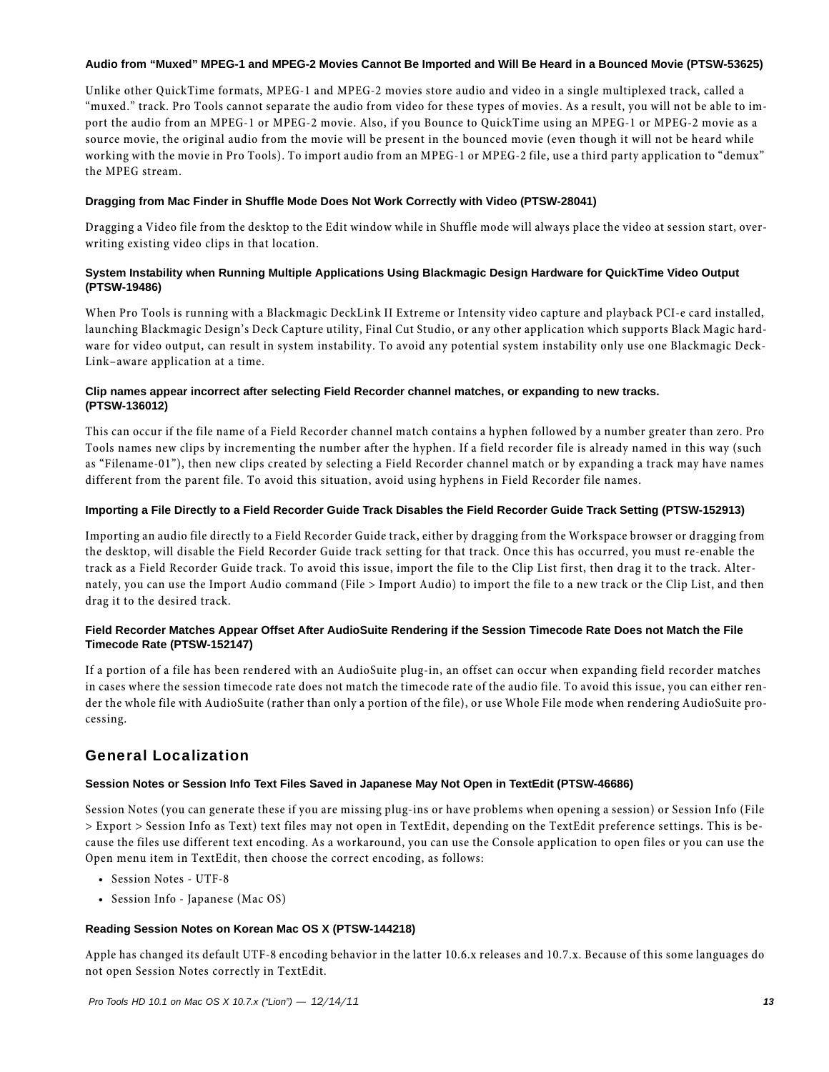#### Audio from "Muxed" MPEG-1 and MPEG-2 Movies Cannot Be Imported and Will Be Heard in a Bounced Movie (PTSW-53625)

Unlike other QuickTime formats, MPEG-1 and MPEG-2 movies store audio and video in a single multiplexed track, called a "muxed." track. Pro Tools cannot separate the audio from video for these types of movies. As a result, you will not be able to import the audio from an MPEG-1 or MPEG-2 movie. Also, if you Bounce to QuickTime using an MPEG-1 or MPEG-2 movie as a source movie, the original audio from the movie will be present in the bounced movie (even though it will not be heard while working with the movie in Pro Tools). To import audio from an MPEG-1 or MPEG-2 file, use a third party application to "demux" the MPEG stream.

#### Dragging from Mac Finder in Shuffle Mode Does Not Work Correctly with Video (PTSW-28041)

Dragging a Video file from the desktop to the Edit window while in Shuffle mode will always place the video at session start, overwriting existing video clips in that location.

#### System Instability when Running Multiple Applications Using Blackmagic Design Hardware for QuickTime Video Output (PTSW-19486)

When Pro Tools is running with a Blackmagic DeckLink II Extreme or Intensity video capture and playback PCI-e card installed, launching Blackmagic Design's Deck Capture utility, Final Cut Studio, or any other application which supports Black Magic hardware for video output, can result in system instability. To avoid any potential system instability only use one Blackmagic DeckLink–aware application at a time.

#### Clip names appear incorrect after selecting Field Recorder channel matches, or expanding to new tracks. (PTSW-136012)

This can occur if the file name of a Field Recorder channel match contains a hyphen followed by a number greater than zero. Pro Tools names new clips by incrementing the number after the hyphen. If a field recorder file is already named in this way (such as "Filename-01"), then new clips created by selecting a Field Recorder channel match or by expanding a track may have names different from the parent file. To avoid this situation, avoid using hyphens in Field Recorder file names.

#### Importing a File Directly to a Field Recorder Guide Track Disables the Field Recorder Guide Track Setting (PTSW-152913)

Importing an audio file directly to a Field Recorder Guide track, either by dragging from the Workspace browser or dragging from the desktop, will disable the Field Recorder Guide track setting for that track. Once this has occurred, you must re-enable the track as a Field Recorder Guide track. To avoid this issue, import the file to the Clip List first, then drag it to the track. Alternately, you can use the Import Audio command (File > Import Audio) to import the file to a new track or the Clip List, and then drag it to the desired track.

#### Field Recorder Matches Appear Offset After AudioSuite Rendering if the Session Timecode Rate Does not Match the File Timecode Rate (PTSW-152147)

If a portion of a file has been rendered with an AudioSuite plug-in, an offset can occur when expanding field recorder matches in cases where the session timecode rate does not match the timecode rate of the audio file. To avoid this issue, you can either render the whole file with AudioSuite (rather than only a portion of the file), or use Whole File mode when rendering AudioSuite processing.

## General Localization

#### Session Notes or Session Info Text Files Saved in Japanese May Not Open in TextEdit (PTSW-46686)

Session Notes (you can generate these if you are missing plug-ins or have problems when opening a session) or Session Info (File > Export > Session Info as Text) text files may not open in TextEdit, depending on the TextEdit preference settings. This is because the files use different text encoding. As a workaround, you can use the Console application to open files or you can use the Open menu item in TextEdit, then choose the correct encoding, as follows:

- Session Notes - UTF-8
- Session Info - Japanese (Mac OS)

#### Reading Session Notes on Korean Mac OS X (PTSW-144218)

Apple has changed its default UTF-8 encoding behavior in the latter 10.6.x releases and 10.7.x. Because of this some languages do not open Session Notes correctly in TextEdit.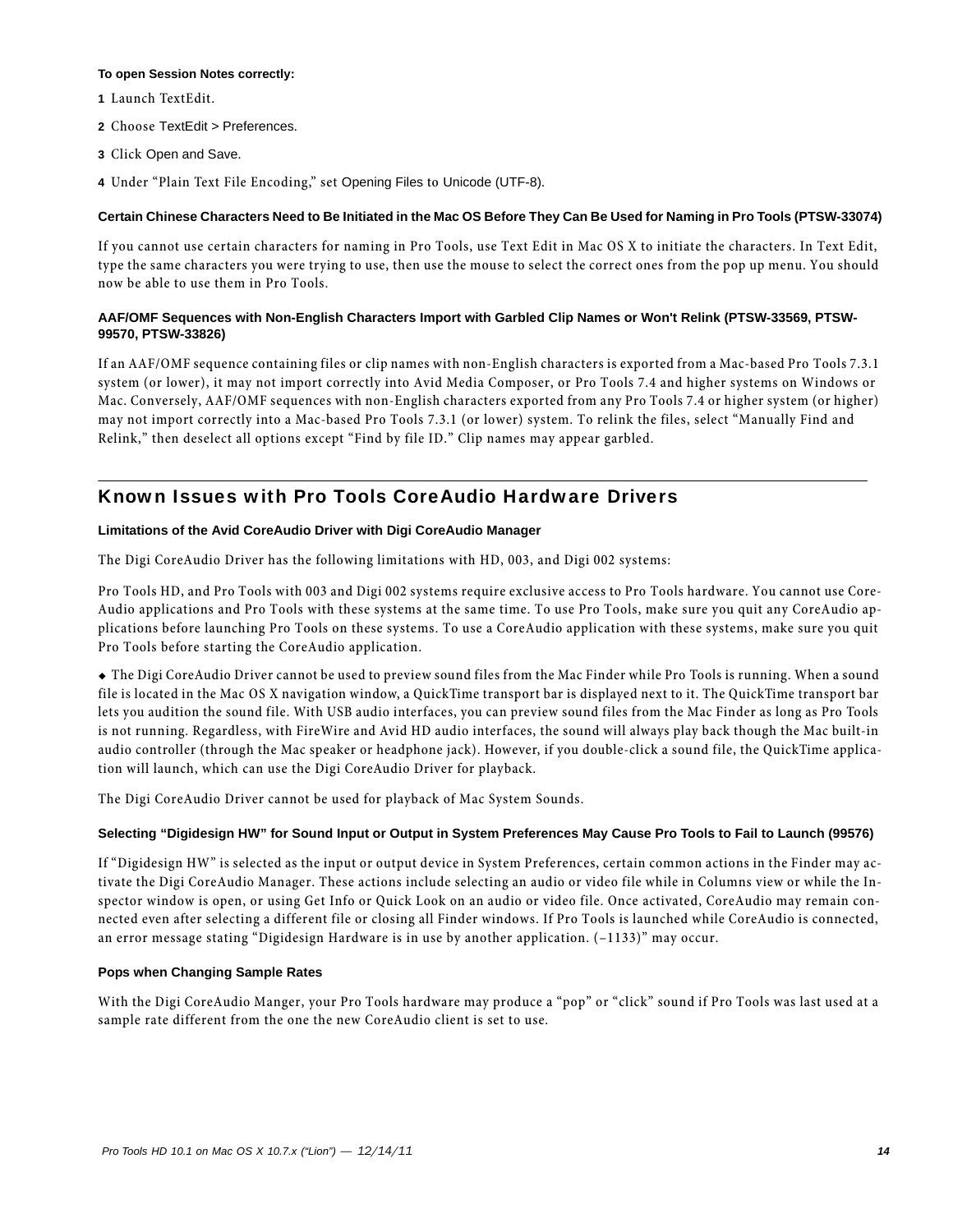**To open Session Notes correctly:**

1. Launch TextEdit.
2. Choose TextEdit > Preferences.
3. Click Open and Save.
4. Under "Plain Text File Encoding," set Opening Files to Unicode (UTF-8).

#### Certain Chinese Characters Need to Be Initiated in the Mac OS Before They Can Be Used for Naming in Pro Tools (PTSW-33074)

If you cannot use certain characters for naming in Pro Tools, use Text Edit in Mac OS X to initiate the characters. In Text Edit, type the same characters you were trying to use, then use the mouse to select the correct ones from the pop up menu. You should now be able to use them in Pro Tools.

#### AAF/OMF Sequences with Non-English Characters Import with Garbled Clip Names or Won't Relink (PTSW-33569, PTSW-99570, PTSW-33826)

If an AAF/OMF sequence containing files or clip names with non-English characters is exported from a Mac-based Pro Tools 7.3.1 system (or lower), it may not import correctly into Avid Media Composer, or Pro Tools 7.4 and higher systems on Windows or Mac. Conversely, AAF/OMF sequences with non-English characters exported from any Pro Tools 7.4 or higher system (or higher) may not import correctly into a Mac-based Pro Tools 7.3.1 (or lower) system. To relink the files, select "Manually Find and Relink," then deselect all options except "Find by file ID." Clip names may appear garbled.

---

## Known Issues with Pro Tools CoreAudio Hardware Drivers

#### Limitations of the Avid CoreAudio Driver with Digi CoreAudio Manager

The Digi CoreAudio Driver has the following limitations with HD, 003, and Digi 002 systems:

Pro Tools HD, and Pro Tools with 003 and Digi 002 systems require exclusive access to Pro Tools hardware. You cannot use CoreAudio applications and Pro Tools with these systems at the same time. To use Pro Tools, make sure you quit any CoreAudio applications before launching Pro Tools on these systems. To use a CoreAudio application with these systems, make sure you quit Pro Tools before starting the CoreAudio application.

- The Digi CoreAudio Driver cannot be used to preview sound files from the Mac Finder while Pro Tools is running. When a sound file is located in the Mac OS X navigation window, a QuickTime transport bar is displayed next to it. The QuickTime transport bar lets you audition the sound file. With USB audio interfaces, you can preview sound files from the Mac Finder as long as Pro Tools is not running. Regardless, with FireWire and Avid HD audio interfaces, the sound will always play back though the Mac built-in audio controller (through the Mac speaker or headphone jack). However, if you double-click a sound file, the QuickTime application will launch, which can use the Digi CoreAudio Driver for playback.

The Digi CoreAudio Driver cannot be used for playback of Mac System Sounds.

#### Selecting "Digidesign HW" for Sound Input or Output in System Preferences May Cause Pro Tools to Fail to Launch (99576)

If "Digidesign HW" is selected as the input or output device in System Preferences, certain common actions in the Finder may activate the Digi CoreAudio Manager. These actions include selecting an audio or video file while in Columns view or while the Inspector window is open, or using Get Info or Quick Look on an audio or video file. Once activated, CoreAudio may remain connected even after selecting a different file or closing all Finder windows. If Pro Tools is launched while CoreAudio is connected, an error message stating "Digidesign Hardware is in use by another application. (–1133)" may occur.

#### Pops when Changing Sample Rates

With the Digi CoreAudio Manger, your Pro Tools hardware may produce a "pop" or "click" sound if Pro Tools was last used at a sample rate different from the one the new CoreAudio client is set to use.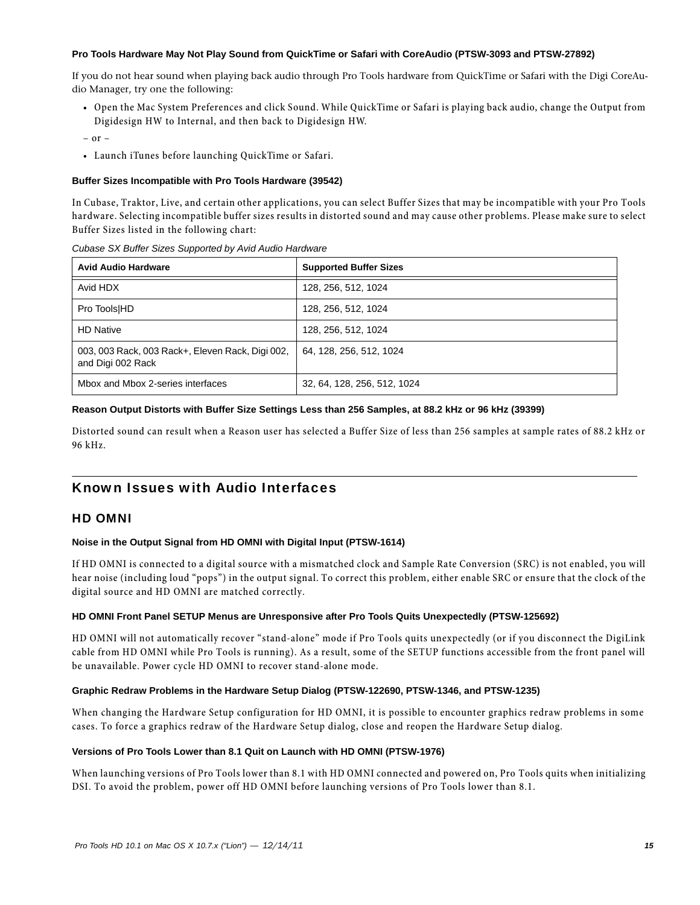#### Pro Tools Hardware May Not Play Sound from QuickTime or Safari with CoreAudio (PTSW-3093 and PTSW-27892)

If you do not hear sound when playing back audio through Pro Tools hardware from QuickTime or Safari with the Digi CoreAudio Manager, try one the following:

- Open the Mac System Preferences and click Sound. While QuickTime or Safari is playing back audio, change the Output from Digidesign HW to Internal, and then back to Digidesign HW.

– or –

- Launch iTunes before launching QuickTime or Safari.

#### Buffer Sizes Incompatible with Pro Tools Hardware (39542)

In Cubase, Traktor, Live, and certain other applications, you can select Buffer Sizes that may be incompatible with your Pro Tools hardware. Selecting incompatible buffer sizes results in distorted sound and may cause other problems. Please make sure to select Buffer Sizes listed in the following chart:

*Cubase SX Buffer Sizes Supported by Avid Audio Hardware*

| Avid Audio Hardware | Supported Buffer Sizes |
|---|---|
| Avid HDX | 128, 256, 512, 1024 |
| Pro Tools|HD | 128, 256, 512, 1024 |
| HD Native | 128, 256, 512, 1024 |
| 003, 003 Rack, 003 Rack+, Eleven Rack, Digi 002, and Digi 002 Rack | 64, 128, 256, 512, 1024 |
| Mbox and Mbox 2-series interfaces | 32, 64, 128, 256, 512, 1024 |

#### Reason Output Distorts with Buffer Size Settings Less than 256 Samples, at 88.2 kHz or 96 kHz (39399)

Distorted sound can result when a Reason user has selected a Buffer Size of less than 256 samples at sample rates of 88.2 kHz or 96 kHz.

## Known Issues with Audio Interfaces

### HD OMNI

#### Noise in the Output Signal from HD OMNI with Digital Input (PTSW-1614)

If HD OMNI is connected to a digital source with a mismatched clock and Sample Rate Conversion (SRC) is not enabled, you will hear noise (including loud "pops") in the output signal. To correct this problem, either enable SRC or ensure that the clock of the digital source and HD OMNI are matched correctly.

#### HD OMNI Front Panel SETUP Menus are Unresponsive after Pro Tools Quits Unexpectedly (PTSW-125692)

HD OMNI will not automatically recover "stand-alone" mode if Pro Tools quits unexpectedly (or if you disconnect the DigiLink cable from HD OMNI while Pro Tools is running). As a result, some of the SETUP functions accessible from the front panel will be unavailable. Power cycle HD OMNI to recover stand-alone mode.

#### Graphic Redraw Problems in the Hardware Setup Dialog (PTSW-122690, PTSW-1346, and PTSW-1235)

When changing the Hardware Setup configuration for HD OMNI, it is possible to encounter graphics redraw problems in some cases. To force a graphics redraw of the Hardware Setup dialog, close and reopen the Hardware Setup dialog.

#### Versions of Pro Tools Lower than 8.1 Quit on Launch with HD OMNI (PTSW-1976)

When launching versions of Pro Tools lower than 8.1 with HD OMNI connected and powered on, Pro Tools quits when initializing DSI. To avoid the problem, power off HD OMNI before launching versions of Pro Tools lower than 8.1.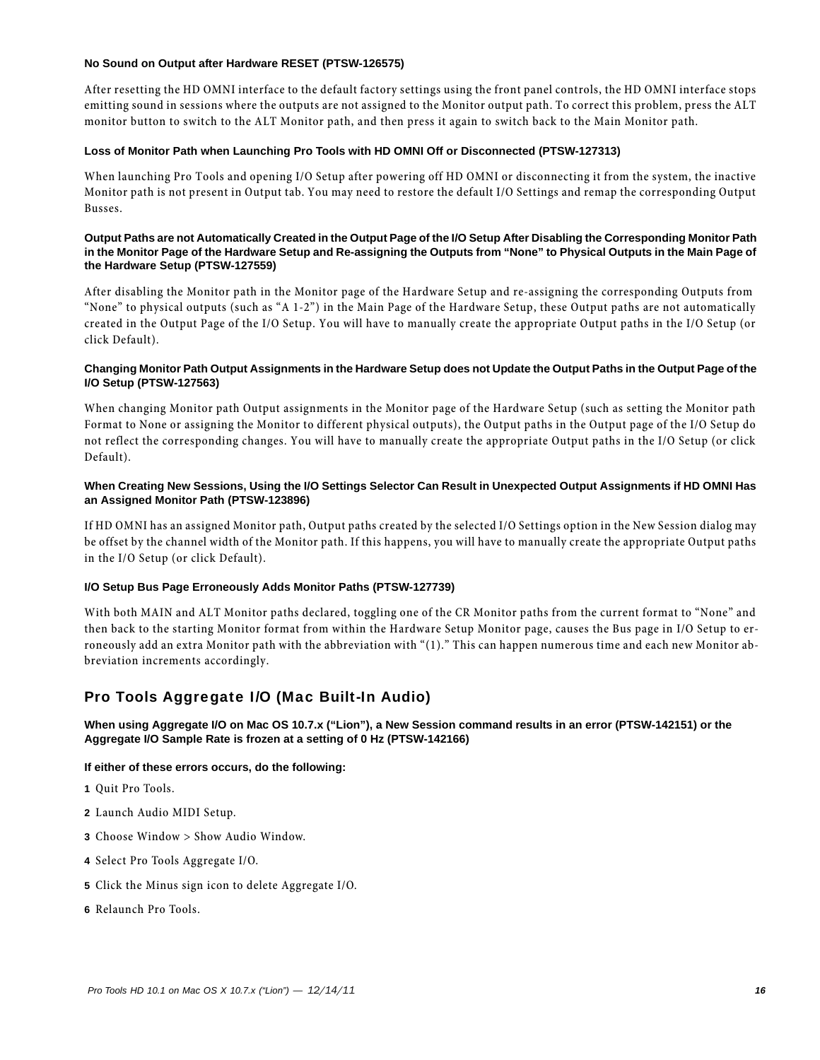#### No Sound on Output after Hardware RESET (PTSW-126575)

After resetting the HD OMNI interface to the default factory settings using the front panel controls, the HD OMNI interface stops emitting sound in sessions where the outputs are not assigned to the Monitor output path. To correct this problem, press the ALT monitor button to switch to the ALT Monitor path, and then press it again to switch back to the Main Monitor path.

#### Loss of Monitor Path when Launching Pro Tools with HD OMNI Off or Disconnected (PTSW-127313)

When launching Pro Tools and opening I/O Setup after powering off HD OMNI or disconnecting it from the system, the inactive Monitor path is not present in Output tab. You may need to restore the default I/O Settings and remap the corresponding Output Busses.

#### Output Paths are not Automatically Created in the Output Page of the I/O Setup After Disabling the Corresponding Monitor Path in the Monitor Page of the Hardware Setup and Re-assigning the Outputs from "None" to Physical Outputs in the Main Page of the Hardware Setup (PTSW-127559)

After disabling the Monitor path in the Monitor page of the Hardware Setup and re-assigning the corresponding Outputs from "None" to physical outputs (such as "A 1-2") in the Main Page of the Hardware Setup, these Output paths are not automatically created in the Output Page of the I/O Setup. You will have to manually create the appropriate Output paths in the I/O Setup (or click Default).

#### Changing Monitor Path Output Assignments in the Hardware Setup does not Update the Output Paths in the Output Page of the I/O Setup (PTSW-127563)

When changing Monitor path Output assignments in the Monitor page of the Hardware Setup (such as setting the Monitor path Format to None or assigning the Monitor to different physical outputs), the Output paths in the Output page of the I/O Setup do not reflect the corresponding changes. You will have to manually create the appropriate Output paths in the I/O Setup (or click Default).

#### When Creating New Sessions, Using the I/O Settings Selector Can Result in Unexpected Output Assignments if HD OMNI Has an Assigned Monitor Path (PTSW-123896)

If HD OMNI has an assigned Monitor path, Output paths created by the selected I/O Settings option in the New Session dialog may be offset by the channel width of the Monitor path. If this happens, you will have to manually create the appropriate Output paths in the I/O Setup (or click Default).

#### I/O Setup Bus Page Erroneously Adds Monitor Paths (PTSW-127739)

With both MAIN and ALT Monitor paths declared, toggling one of the CR Monitor paths from the current format to "None" and then back to the starting Monitor format from within the Hardware Setup Monitor page, causes the Bus page in I/O Setup to erroneously add an extra Monitor path with the abbreviation with "(1)." This can happen numerous time and each new Monitor abbreviation increments accordingly.

## Pro Tools Aggregate I/O (Mac Built-In Audio)

#### When using Aggregate I/O on Mac OS 10.7.x ("Lion"), a New Session command results in an error (PTSW-142151) or the Aggregate I/O Sample Rate is frozen at a setting of 0 Hz (PTSW-142166)

**If either of these errors occurs, do the following:**

1. Quit Pro Tools.
2. Launch Audio MIDI Setup.
3. Choose Window > Show Audio Window.
4. Select Pro Tools Aggregate I/O.
5. Click the Minus sign icon to delete Aggregate I/O.
6. Relaunch Pro Tools.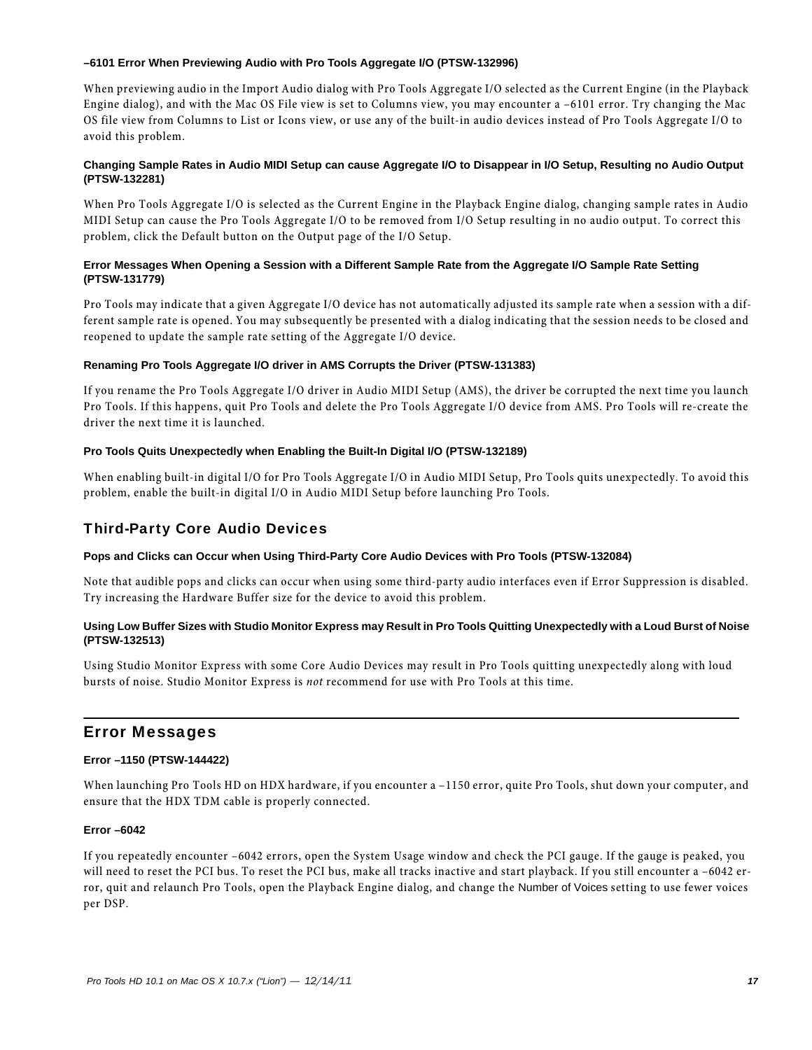#### –6101 Error When Previewing Audio with Pro Tools Aggregate I/O (PTSW-132996)

When previewing audio in the Import Audio dialog with Pro Tools Aggregate I/O selected as the Current Engine (in the Playback Engine dialog), and with the Mac OS File view is set to Columns view, you may encounter a –6101 error. Try changing the Mac OS file view from Columns to List or Icons view, or use any of the built-in audio devices instead of Pro Tools Aggregate I/O to avoid this problem.

#### Changing Sample Rates in Audio MIDI Setup can cause Aggregate I/O to Disappear in I/O Setup, Resulting no Audio Output (PTSW-132281)

When Pro Tools Aggregate I/O is selected as the Current Engine in the Playback Engine dialog, changing sample rates in Audio MIDI Setup can cause the Pro Tools Aggregate I/O to be removed from I/O Setup resulting in no audio output. To correct this problem, click the Default button on the Output page of the I/O Setup.

#### Error Messages When Opening a Session with a Different Sample Rate from the Aggregate I/O Sample Rate Setting (PTSW-131779)

Pro Tools may indicate that a given Aggregate I/O device has not automatically adjusted its sample rate when a session with a different sample rate is opened. You may subsequently be presented with a dialog indicating that the session needs to be closed and reopened to update the sample rate setting of the Aggregate I/O device.

#### Renaming Pro Tools Aggregate I/O driver in AMS Corrupts the Driver (PTSW-131383)

If you rename the Pro Tools Aggregate I/O driver in Audio MIDI Setup (AMS), the driver be corrupted the next time you launch Pro Tools. If this happens, quit Pro Tools and delete the Pro Tools Aggregate I/O device from AMS. Pro Tools will re-create the driver the next time it is launched.

#### Pro Tools Quits Unexpectedly when Enabling the Built-In Digital I/O (PTSW-132189)

When enabling built-in digital I/O for Pro Tools Aggregate I/O in Audio MIDI Setup, Pro Tools quits unexpectedly. To avoid this problem, enable the built-in digital I/O in Audio MIDI Setup before launching Pro Tools.

### Third-Party Core Audio Devices

#### Pops and Clicks can Occur when Using Third-Party Core Audio Devices with Pro Tools (PTSW-132084)

Note that audible pops and clicks can occur when using some third-party audio interfaces even if Error Suppression is disabled. Try increasing the Hardware Buffer size for the device to avoid this problem.

#### Using Low Buffer Sizes with Studio Monitor Express may Result in Pro Tools Quitting Unexpectedly with a Loud Burst of Noise (PTSW-132513)

Using Studio Monitor Express with some Core Audio Devices may result in Pro Tools quitting unexpectedly along with loud bursts of noise. Studio Monitor Express is *not* recommend for use with Pro Tools at this time.

## Error Messages

#### Error –1150 (PTSW-144422)

When launching Pro Tools HD on HDX hardware, if you encounter a –1150 error, quite Pro Tools, shut down your computer, and ensure that the HDX TDM cable is properly connected.

#### Error –6042

If you repeatedly encounter –6042 errors, open the System Usage window and check the PCI gauge. If the gauge is peaked, you will need to reset the PCI bus. To reset the PCI bus, make all tracks inactive and start playback. If you still encounter a –6042 error, quit and relaunch Pro Tools, open the Playback Engine dialog, and change the Number of Voices setting to use fewer voices per DSP.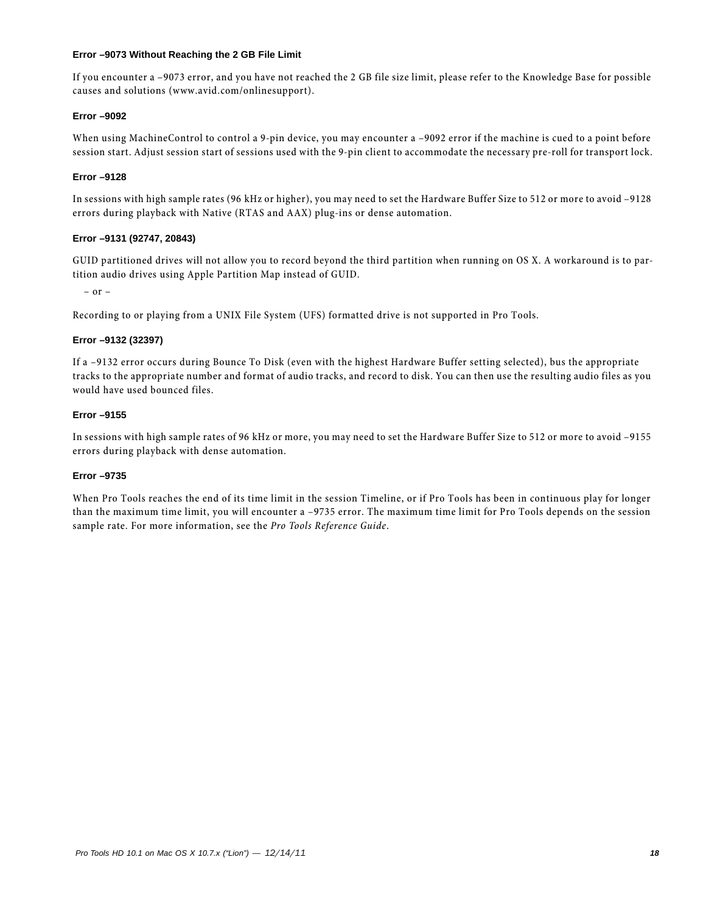#### Error –9073 Without Reaching the 2 GB File Limit

If you encounter a –9073 error, and you have not reached the 2 GB file size limit, please refer to the Knowledge Base for possible causes and solutions (www.avid.com/onlinesupport).

#### Error –9092

When using MachineControl to control a 9-pin device, you may encounter a –9092 error if the machine is cued to a point before session start. Adjust session start of sessions used with the 9-pin client to accommodate the necessary pre-roll for transport lock.

#### Error –9128

In sessions with high sample rates (96 kHz or higher), you may need to set the Hardware Buffer Size to 512 or more to avoid –9128 errors during playback with Native (RTAS and AAX) plug-ins or dense automation.

#### Error –9131 (92747, 20843)

GUID partitioned drives will not allow you to record beyond the third partition when running on OS X. A workaround is to partition audio drives using Apple Partition Map instead of GUID.

– or –

Recording to or playing from a UNIX File System (UFS) formatted drive is not supported in Pro Tools.

#### Error –9132 (32397)

If a –9132 error occurs during Bounce To Disk (even with the highest Hardware Buffer setting selected), bus the appropriate tracks to the appropriate number and format of audio tracks, and record to disk. You can then use the resulting audio files as you would have used bounced files.

#### Error –9155

In sessions with high sample rates of 96 kHz or more, you may need to set the Hardware Buffer Size to 512 or more to avoid –9155 errors during playback with dense automation.

#### Error –9735

When Pro Tools reaches the end of its time limit in the session Timeline, or if Pro Tools has been in continuous play for longer than the maximum time limit, you will encounter a –9735 error. The maximum time limit for Pro Tools depends on the session sample rate. For more information, see the *Pro Tools Reference Guide*.